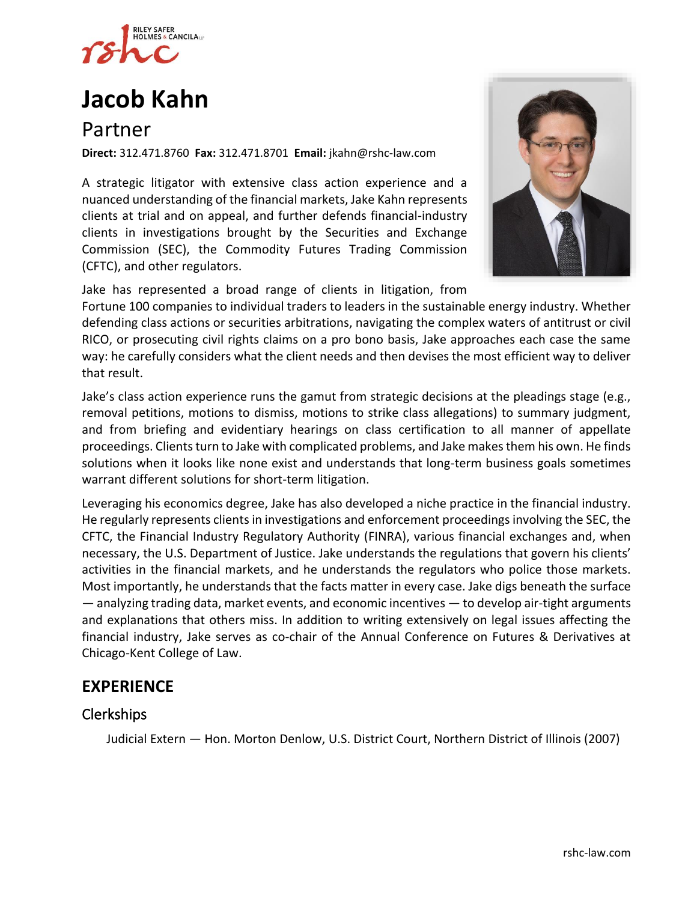# Jacob Kahn

## Partner

**Direct:** 312.471.8760 **Fax:** 312.471.8701 **Email:** jkahn@rshc-law.com

A strategic litigator with extensive class action experience and a nuanced understanding of the financial markets, Jake Kahn represents clients at trial and on appeal, and further defends financial-industry clients in investigations brought by the Securities and Exchange Commission (SEC), the Commodity Futures Trading Commission (CFTC), and other regulators.

Jake has represented a broad range of clients in litigation, from Fortune 100 companies to individual traders to leaders in the sustainable energy industry. Whether defending class actions or securities arbitrations, navigating the complex waters of antitrust or civil RICO, or prosecuting civil rights claims on a pro bono basis, Jake approaches each case the same way: he carefully considers what the client needs and then devises the most efficient way to deliver that result.

Jake's class action experience runs the gamut from strategic decisions at the pleadings stage (e.g., removal petitions, motions to dismiss, motions to strike class allegations) to summary judgment, and from briefing and evidentiary hearings on class certification to all manner of appellate proceedings. Clients turn to Jake with complicated problems, and Jake makes them his own. He finds solutions when it looks like none exist and understands that long-term business goals sometimes warrant different solutions for short-term litigation.

Leveraging his economics degree, Jake has also developed a niche practice in the financial industry. He regularly represents clients in investigations and enforcement proceedings involving the SEC, the CFTC, the Financial Industry Regulatory Authority (FINRA), various financial exchanges and, when necessary, the U.S. Department of Justice. Jake understands the regulations that govern his clients' activities in the financial markets, and he understands the regulators who police those markets. Most importantly, he understands that the facts matter in every case. Jake digs beneath the surface — analyzing trading data, market events, and economic incentives — to develop air-tight arguments and explanations that others miss. In addition to writing extensively on legal issues affecting the financial industry, Jake serves as co-chair of the Annual Conference on Futures & Derivatives at Chicago-Kent College of Law.

## EXPERIENCE

### Clerkships

Judicial Extern — Hon. Morton Denlow, U.S. District Court, Northern District of Illinois (2007)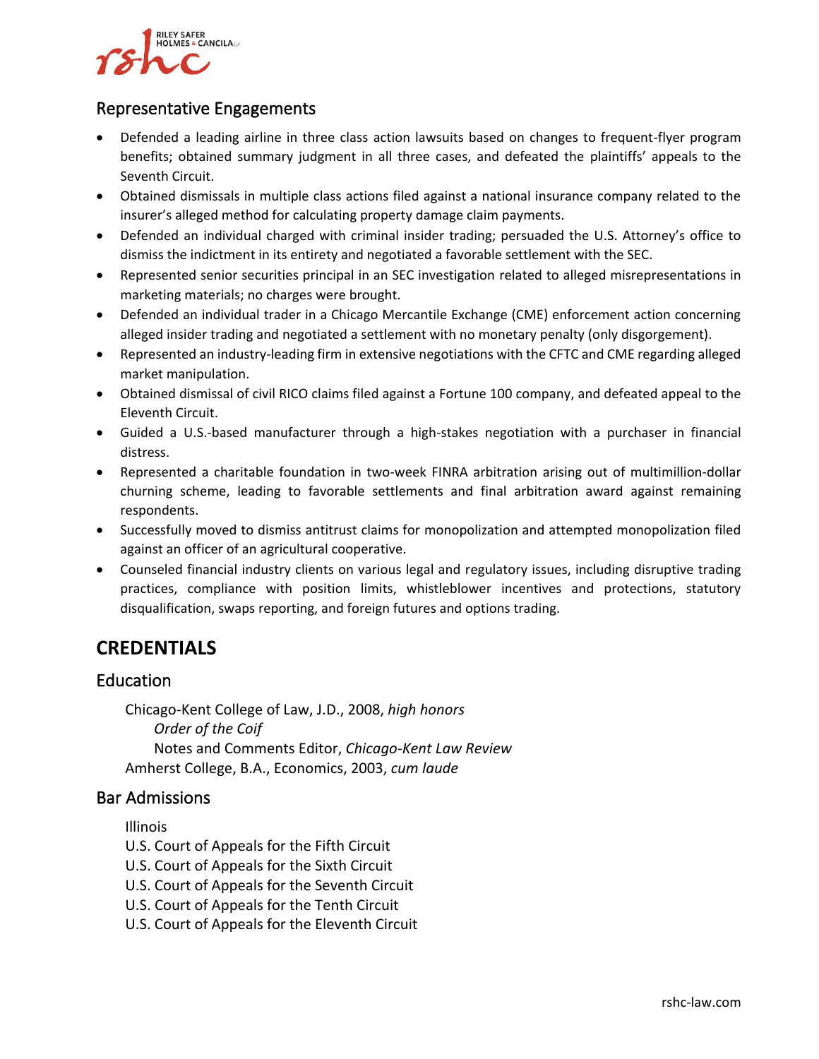## Representative Engagements

- Defended a leading airline in three class action lawsuits based on changes to frequent-flyer program benefits; obtained summary judgment in all three cases, and defeated the plaintiffs' appeals to the Seventh Circuit.
- Obtained dismissals in multiple class actions filed against a national insurance company related to the insurer's alleged method for calculating property damage claim payments.
- Defended an individual charged with criminal insider trading; persuaded the U.S. Attorney's office to dismiss the indictment in its entirety and negotiated a favorable settlement with the SEC.
- Represented senior securities principal in an SEC investigation related to alleged misrepresentations in marketing materials; no charges were brought.
- Defended an individual trader in a Chicago Mercantile Exchange (CME) enforcement action concerning alleged insider trading and negotiated a settlement with no monetary penalty (only disgorgement).
- Represented an industry-leading firm in extensive negotiations with the CFTC and CME regarding alleged market manipulation.
- Obtained dismissal of civil RICO claims filed against a Fortune 100 company, and defeated appeal to the Eleventh Circuit.
- Guided a U.S.-based manufacturer through a high-stakes negotiation with a purchaser in financial distress.
- Represented a charitable foundation in two-week FINRA arbitration arising out of multimillion-dollar churning scheme, leading to favorable settlements and final arbitration award against remaining respondents.
- Successfully moved to dismiss antitrust claims for monopolization and attempted monopolization filed against an officer of an agricultural cooperative.
- Counseled financial industry clients on various legal and regulatory issues, including disruptive trading practices, compliance with position limits, whistleblower incentives and protections, statutory disqualification, swaps reporting, and foreign futures and options trading.

# CREDENTIALS

## Education

Chicago-Kent College of Law, J.D., 2008, *high honors*
*Order of the Coif*
Notes and Comments Editor, *Chicago-Kent Law Review*
Amherst College, B.A., Economics, 2003, *cum laude*

## Bar Admissions

Illinois
U.S. Court of Appeals for the Fifth Circuit
U.S. Court of Appeals for the Sixth Circuit
U.S. Court of Appeals for the Seventh Circuit
U.S. Court of Appeals for the Tenth Circuit
U.S. Court of Appeals for the Eleventh Circuit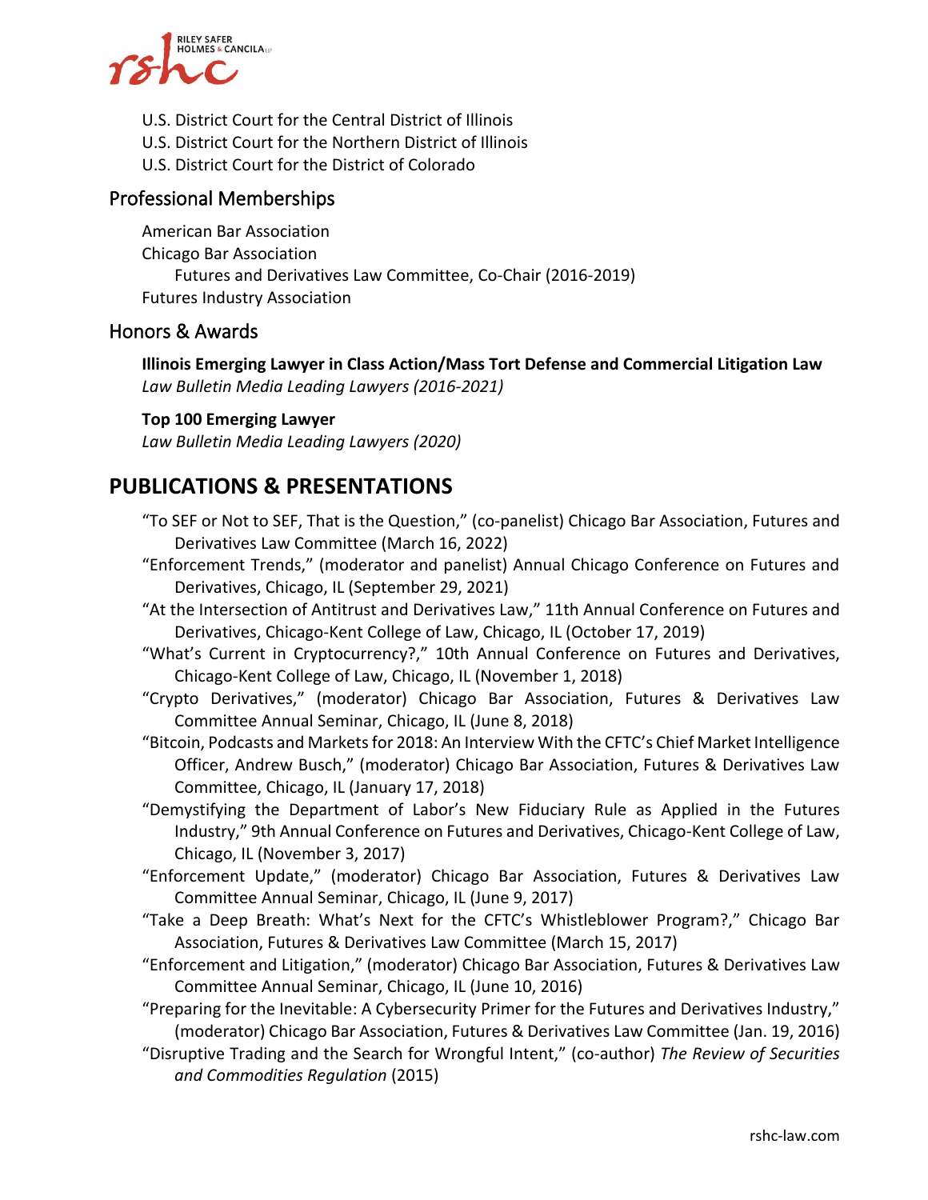U.S. District Court for the Central District of Illinois
U.S. District Court for the Northern District of Illinois
U.S. District Court for the District of Colorado

## Professional Memberships

American Bar Association
Chicago Bar Association
    Futures and Derivatives Law Committee, Co-Chair (2016-2019)
Futures Industry Association

## Honors & Awards

**Illinois Emerging Lawyer in Class Action/Mass Tort Defense and Commercial Litigation Law**
*Law Bulletin Media Leading Lawyers (2016-2021)*

**Top 100 Emerging Lawyer**
*Law Bulletin Media Leading Lawyers (2020)*

# PUBLICATIONS & PRESENTATIONS

"To SEF or Not to SEF, That is the Question," (co-panelist) Chicago Bar Association, Futures and Derivatives Law Committee (March 16, 2022)

"Enforcement Trends," (moderator and panelist) Annual Chicago Conference on Futures and Derivatives, Chicago, IL (September 29, 2021)

"At the Intersection of Antitrust and Derivatives Law," 11th Annual Conference on Futures and Derivatives, Chicago-Kent College of Law, Chicago, IL (October 17, 2019)

"What's Current in Cryptocurrency?," 10th Annual Conference on Futures and Derivatives, Chicago-Kent College of Law, Chicago, IL (November 1, 2018)

"Crypto Derivatives," (moderator) Chicago Bar Association, Futures & Derivatives Law Committee Annual Seminar, Chicago, IL (June 8, 2018)

"Bitcoin, Podcasts and Markets for 2018: An Interview With the CFTC's Chief Market Intelligence Officer, Andrew Busch," (moderator) Chicago Bar Association, Futures & Derivatives Law Committee, Chicago, IL (January 17, 2018)

"Demystifying the Department of Labor's New Fiduciary Rule as Applied in the Futures Industry," 9th Annual Conference on Futures and Derivatives, Chicago-Kent College of Law, Chicago, IL (November 3, 2017)

"Enforcement Update," (moderator) Chicago Bar Association, Futures & Derivatives Law Committee Annual Seminar, Chicago, IL (June 9, 2017)

"Take a Deep Breath: What's Next for the CFTC's Whistleblower Program?," Chicago Bar Association, Futures & Derivatives Law Committee (March 15, 2017)

"Enforcement and Litigation," (moderator) Chicago Bar Association, Futures & Derivatives Law Committee Annual Seminar, Chicago, IL (June 10, 2016)

"Preparing for the Inevitable: A Cybersecurity Primer for the Futures and Derivatives Industry," (moderator) Chicago Bar Association, Futures & Derivatives Law Committee (Jan. 19, 2016)

"Disruptive Trading and the Search for Wrongful Intent," (co-author) *The Review of Securities and Commodities Regulation* (2015)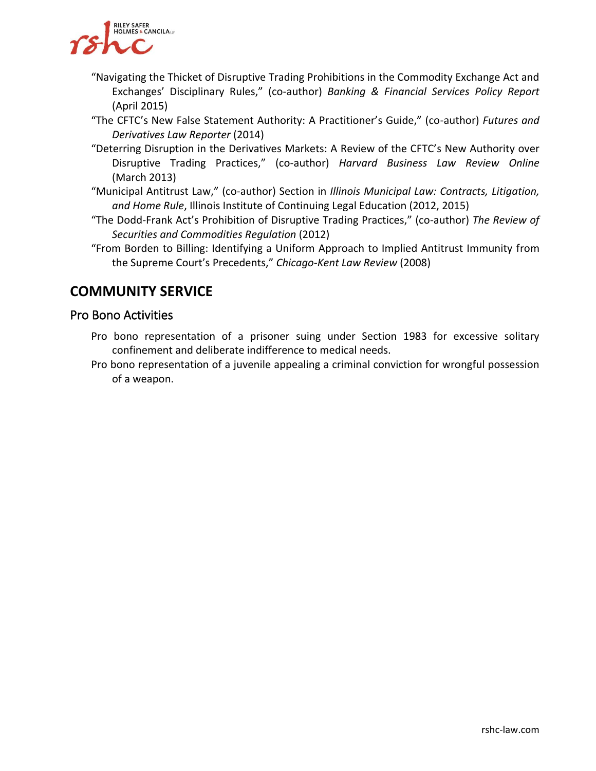- "Navigating the Thicket of Disruptive Trading Prohibitions in the Commodity Exchange Act and Exchanges' Disciplinary Rules," (co-author) *Banking & Financial Services Policy Report* (April 2015)
- "The CFTC's New False Statement Authority: A Practitioner's Guide," (co-author) *Futures and Derivatives Law Reporter* (2014)
- "Deterring Disruption in the Derivatives Markets: A Review of the CFTC's New Authority over Disruptive Trading Practices," (co-author) *Harvard Business Law Review Online* (March 2013)
- "Municipal Antitrust Law," (co-author) Section in *Illinois Municipal Law: Contracts, Litigation, and Home Rule*, Illinois Institute of Continuing Legal Education (2012, 2015)
- "The Dodd-Frank Act's Prohibition of Disruptive Trading Practices," (co-author) *The Review of Securities and Commodities Regulation* (2012)
- "From Borden to Billing: Identifying a Uniform Approach to Implied Antitrust Immunity from the Supreme Court's Precedents," *Chicago-Kent Law Review* (2008)

## COMMUNITY SERVICE

### Pro Bono Activities

- Pro bono representation of a prisoner suing under Section 1983 for excessive solitary confinement and deliberate indifference to medical needs.
- Pro bono representation of a juvenile appealing a criminal conviction for wrongful possession of a weapon.